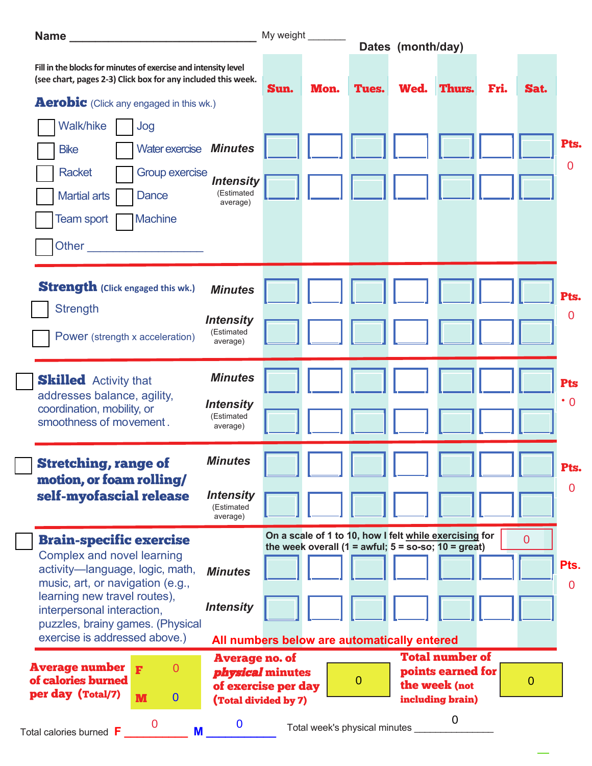**Name** ______________________________ My weight _______

**Dates (month/day)**

Fill in the blocks for minutes of exercise and intensity level (see chart, pages 2-3) Click box for any included this week.

## Aerobic (Click any engaged in this wk.)

- ☐ Walk/hike
- ☐ Jog
- ☐ Bike
- ☐ Water exercise
- ☐ Racket
- ☐ Group exercise
- ☐ Martial arts
- ☐ Dance
- ☐ Team sport
- ☐ Machine
- ☐ Other ___________________

| | Sun. | Mon. | Tues. | Wed. | Thurs. | Fri. | Sat. | Pts. |
|---|---|---|---|---|---|---|---|---|
| **Minutes** | | | | | | | | 0 |
| **Intensity** (Estimated average) | | | | | | | | |

## Strength (Click engaged this wk.)

- ☐ Strength
- ☐ Power (strength x acceleration)

| | Sun. | Mon. | Tues. | Wed. | Thurs. | Fri. | Sat. | Pts. |
|---|---|---|---|---|---|---|---|---|
| **Minutes** | | | | | | | | 0 |
| **Intensity** (Estimated average) | | | | | | | | |

## ☐ Skilled

Activity that addresses balance, agility, coordination, mobility, or smoothness of movement.

| | Sun. | Mon. | Tues. | Wed. | Thurs. | Fri. | Sat. | Pts |
|---|---|---|---|---|---|---|---|---|
| **Minutes** | | | | | | | | 0 |
| **Intensity** (Estimated average) | | | | | | | | |

## ☐ Stretching, range of motion, or foam rolling/ self-myofascial release

| | Sun. | Mon. | Tues. | Wed. | Thurs. | Fri. | Sat. | Pts. |
|---|---|---|---|---|---|---|---|---|
| **Minutes** | | | | | | | | 0 |
| **Intensity** (Estimated average) | | | | | | | | |

## ☐ Brain-specific exercise

Complex and novel learning activity—language, logic, math, music, art, or navigation (e.g., learning new travel routes), interpersonal interaction, puzzles, brainy games. (Physical exercise is addressed above.)

On a scale of 1 to 10, how I felt while exercising for the week overall (1 = awful; 5 = so-so; 10 = great) 0

| | Sun. | Mon. | Tues. | Wed. | Thurs. | Fri. | Sat. | Pts. |
|---|---|---|---|---|---|---|---|---|
| **Minutes** | | | | | | | | 0 |
| **Intensity** | | | | | | | | |

**All numbers below are automatically entered**

**Average number of calories burned per day (Total/7)**
- **F** 0
- **M** 0

**Average no. of *physical* minutes of exercise per day (Total divided by 7)** 0

**Total number of points earned for the week (not including brain)** 0

Total calories burned **F** 0 **M** 0

Total week's physical minutes 0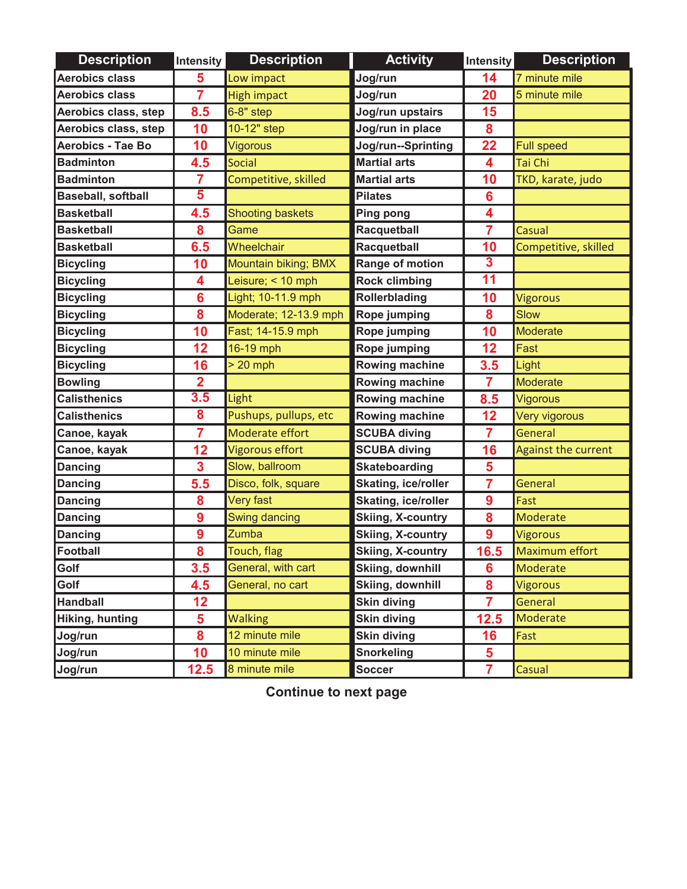| Description | Intensity | Description | Activity | Intensity | Description |
|---|---|---|---|---|---|
| **Aerobics class** | 5 | Low impact | **Jog/run** | 14 | 7 minute mile |
| **Aerobics class** | 7 | High impact | **Jog/run** | 20 | 5 minute mile |
| **Aerobics class, step** | 8.5 | 6-8" step | **Jog/run upstairs** | 15 | |
| **Aerobics class, step** | 10 | 10-12" step | **Jog/run in place** | 8 | |
| **Aerobics - Tae Bo** | 10 | Vigorous | **Jog/run--Sprinting** | 22 | Full speed |
| **Badminton** | 4.5 | Social | **Martial arts** | 4 | Tai Chi |
| **Badminton** | 7 | Competitive, skilled | **Martial arts** | 10 | TKD, karate, judo |
| **Baseball, softball** | 5 | | **Pilates** | 6 | |
| **Basketball** | 4.5 | Shooting baskets | **Ping pong** | 4 | |
| **Basketball** | 8 | Game | **Racquetball** | 7 | Casual |
| **Basketball** | 6.5 | Wheelchair | **Racquetball** | 10 | Competitive, skilled |
| **Bicycling** | 10 | Mountain biking; BMX | **Range of motion** | 3 | |
| **Bicycling** | 4 | Leisure; < 10 mph | **Rock climbing** | 11 | |
| **Bicycling** | 6 | Light; 10-11.9 mph | **Rollerblading** | 10 | Vigorous |
| **Bicycling** | 8 | Moderate; 12-13.9 mph | **Rope jumping** | 8 | Slow |
| **Bicycling** | 10 | Fast; 14-15.9 mph | **Rope jumping** | 10 | Moderate |
| **Bicycling** | 12 | 16-19 mph | **Rope jumping** | 12 | Fast |
| **Bicycling** | 16 | > 20 mph | **Rowing machine** | 3.5 | Light |
| **Bowling** | 2 | | **Rowing machine** | 7 | Moderate |
| **Calisthenics** | 3.5 | Light | **Rowing machine** | 8.5 | Vigorous |
| **Calisthenics** | 8 | Pushups, pullups, etc | **Rowing machine** | 12 | Very vigorous |
| **Canoe, kayak** | 7 | Moderate effort | **SCUBA diving** | 7 | General |
| **Canoe, kayak** | 12 | Vigorous effort | **SCUBA diving** | 16 | Against the current |
| **Dancing** | 3 | Slow, ballroom | **Skateboarding** | 5 | |
| **Dancing** | 5.5 | Disco, folk, square | **Skating, ice/roller** | 7 | General |
| **Dancing** | 8 | Very fast | **Skating, ice/roller** | 9 | Fast |
| **Dancing** | 9 | Swing dancing | **Skiing, X-country** | 8 | Moderate |
| **Dancing** | 9 | Zumba | **Skiing, X-country** | 9 | Vigorous |
| **Football** | 8 | Touch, flag | **Skiing, X-country** | 16.5 | Maximum effort |
| **Golf** | 3.5 | General, with cart | **Skiing, downhill** | 6 | Moderate |
| **Golf** | 4.5 | General, no cart | **Skiing, downhill** | 8 | Vigorous |
| **Handball** | 12 | | **Skin diving** | 7 | General |
| **Hiking, hunting** | 5 | Walking | **Skin diving** | 12.5 | Moderate |
| **Jog/run** | 8 | 12 minute mile | **Skin diving** | 16 | Fast |
| **Jog/run** | 10 | 10 minute mile | **Snorkeling** | 5 | |
| **Jog/run** | 12.5 | 8 minute mile | **Soccer** | 7 | Casual |

**Continue to next page**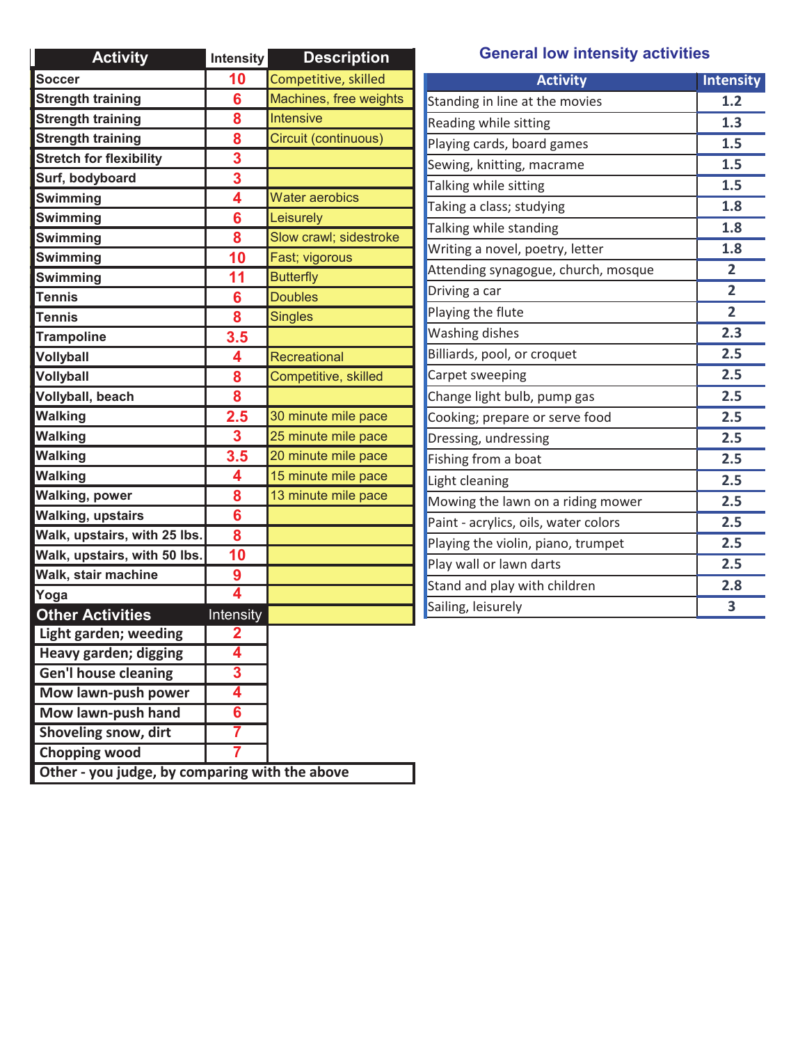| Activity | Intensity | Description |
|---|---|---|
| Soccer | 10 | Competitive, skilled |
| Strength training | 6 | Machines, free weights |
| Strength training | 8 | Intensive |
| Strength training | 8 | Circuit (continuous) |
| Stretch for flexibility | 3 | |
| Surf, bodyboard | 3 | |
| Swimming | 4 | Water aerobics |
| Swimming | 6 | Leisurely |
| Swimming | 8 | Slow crawl; sidestroke |
| Swimming | 10 | Fast; vigorous |
| Swimming | 11 | Butterfly |
| Tennis | 6 | Doubles |
| Tennis | 8 | Singles |
| Trampoline | 3.5 | |
| Vollyball | 4 | Recreational |
| Vollyball | 8 | Competitive, skilled |
| Vollyball, beach | 8 | |
| Walking | 2.5 | 30 minute mile pace |
| Walking | 3 | 25 minute mile pace |
| Walking | 3.5 | 20 minute mile pace |
| Walking | 4 | 15 minute mile pace |
| Walking, power | 8 | 13 minute mile pace |
| Walking, upstairs | 6 | |
| Walk, upstairs, with 25 lbs. | 8 | |
| Walk, upstairs, with 50 lbs. | 10 | |
| Walk, stair machine | 9 | |
| Yoga | 4 | |
| **Other Activities** | Intensity | |
| Light garden; weeding | 2 | |
| Heavy garden; digging | 4 | |
| Gen'l house cleaning | 3 | |
| Mow lawn-push power | 4 | |
| Mow lawn-push hand | 6 | |
| Shoveling snow, dirt | 7 | |
| Chopping wood | 7 | |
| Other - you judge, by comparing with the above | | |

## General low intensity activities

| Activity | Intensity |
|---|---|
| Standing in line at the movies | 1.2 |
| Reading while sitting | 1.3 |
| Playing cards, board games | 1.5 |
| Sewing, knitting, macrame | 1.5 |
| Talking while sitting | 1.5 |
| Taking a class; studying | 1.8 |
| Talking while standing | 1.8 |
| Writing a novel, poetry, letter | 1.8 |
| Attending synagogue, church, mosque | 2 |
| Driving a car | 2 |
| Playing the flute | 2 |
| Washing dishes | 2.3 |
| Billiards, pool, or croquet | 2.5 |
| Carpet sweeping | 2.5 |
| Change light bulb, pump gas | 2.5 |
| Cooking; prepare or serve food | 2.5 |
| Dressing, undressing | 2.5 |
| Fishing from a boat | 2.5 |
| Light cleaning | 2.5 |
| Mowing the lawn on a riding mower | 2.5 |
| Paint - acrylics, oils, water colors | 2.5 |
| Playing the violin, piano, trumpet | 2.5 |
| Play wall or lawn darts | 2.5 |
| Stand and play with children | 2.8 |
| Sailing, leisurely | 3 |